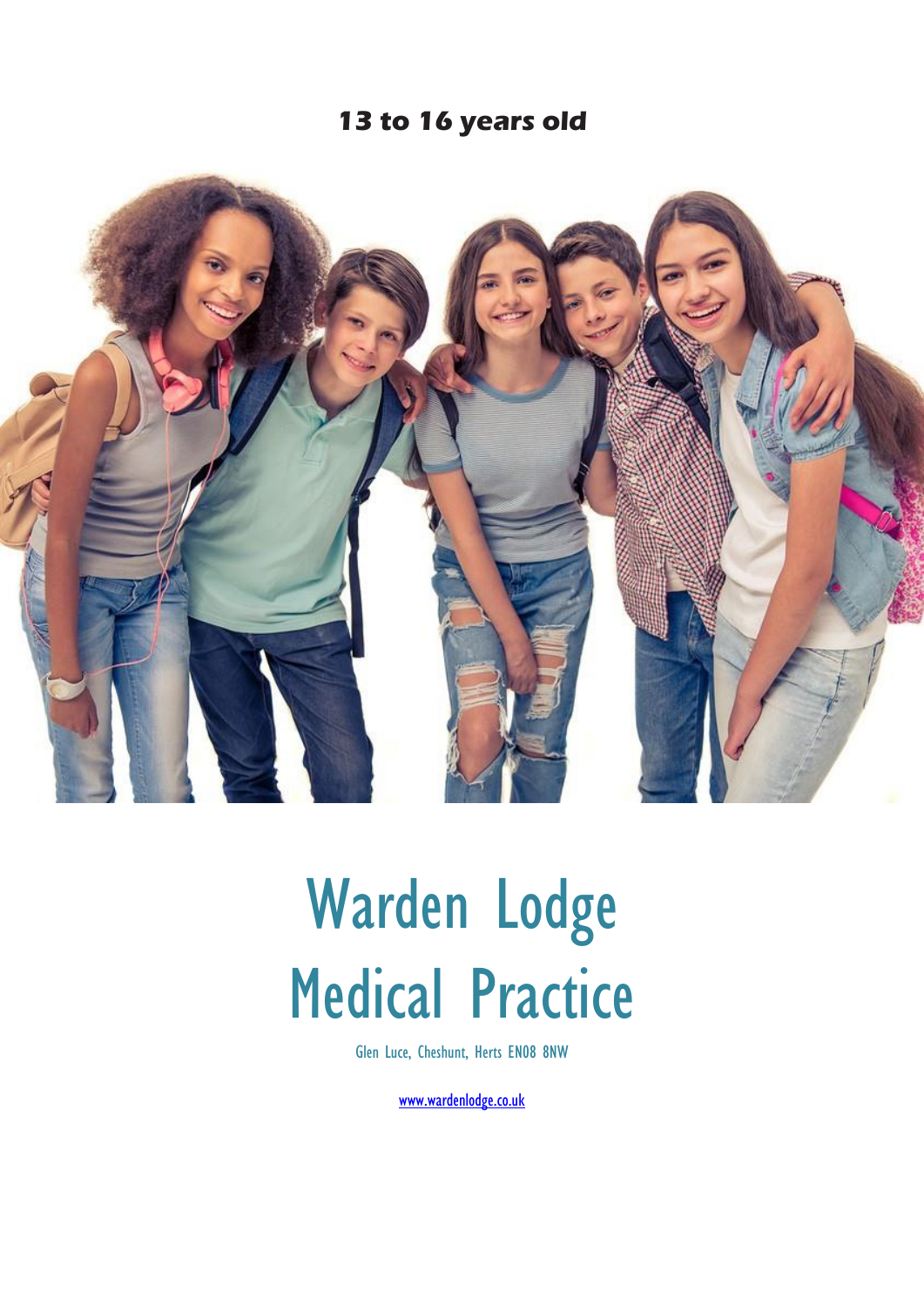**13 to 16 years old**

# Warden Lodge Medical Practice

Glen Luce, Cheshunt, Herts EN08 8NW

www.wardenlodge.co.uk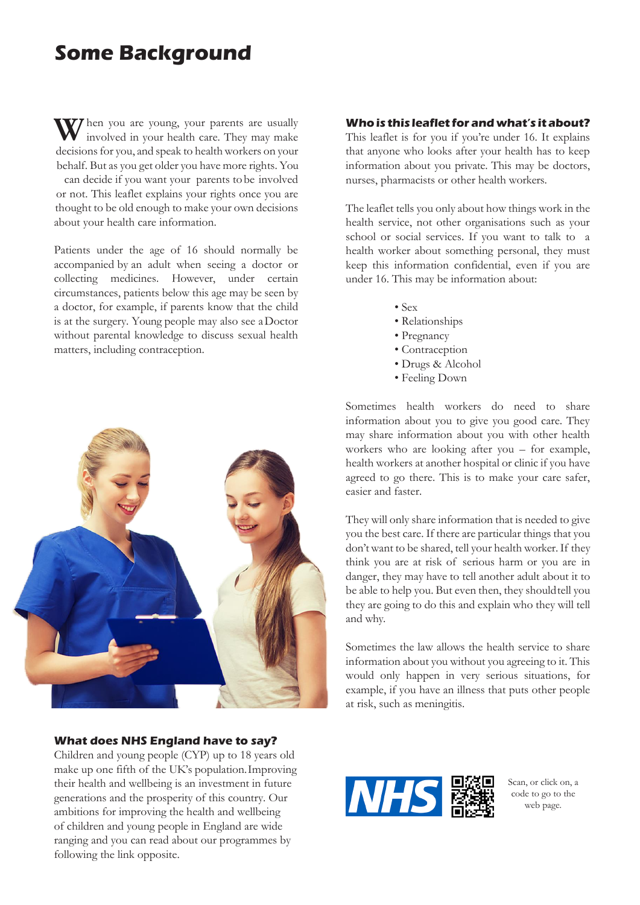# Some Background

When you are young, your parents are usually involved in your health care. They may make decisions for you, and speak to health workers on your behalf. But as you get older you have more rights. You can decide if you want your parents to be involved or not. This leaflet explains your rights once you are thought to be old enough to make your own decisions about your health care information.

Patients under the age of 16 should normally be accompanied by an adult when seeing a doctor or collecting medicines. However, under certain circumstances, patients below this age may be seen by a doctor, for example, if parents know that the child is at the surgery. Young people may also see a Doctor without parental knowledge to discuss sexual health matters, including contraception.

### What does NHS England have to say?

Children and young people (CYP) up to 18 years old make up one fifth of the UK's population. Improving their health and wellbeing is an investment in future generations and the prosperity of this country. Our ambitions for improving the health and wellbeing of children and young people in England are wide ranging and you can read about our programmes by following the link opposite.

### Who is this leaflet for and what's it about?

This leaflet is for you if you're under 16. It explains that anyone who looks after your health has to keep information about you private. This may be doctors, nurses, pharmacists or other health workers.

The leaflet tells you only about how things work in the health service, not other organisations such as your school or social services. If you want to talk to a health worker about something personal, they must keep this information confidential, even if you are under 16. This may be information about:

- Sex
- Relationships
- Pregnancy
- Contraception
- Drugs & Alcohol
- Feeling Down

Sometimes health workers do need to share information about you to give you good care. They may share information about you with other health workers who are looking after you – for example, health workers at another hospital or clinic if you have agreed to go there. This is to make your care safer, easier and faster.

They will only share information that is needed to give you the best care. If there are particular things that you don't want to be shared, tell your health worker. If they think you are at risk of serious harm or you are in danger, they may have to tell another adult about it to be able to help you. But even then, they should tell you they are going to do this and explain who they will tell and why.

Sometimes the law allows the health service to share information about you without you agreeing to it. This would only happen in very serious situations, for example, if you have an illness that puts other people at risk, such as meningitis.

NHS

Scan, or click on, a code to go to the web page.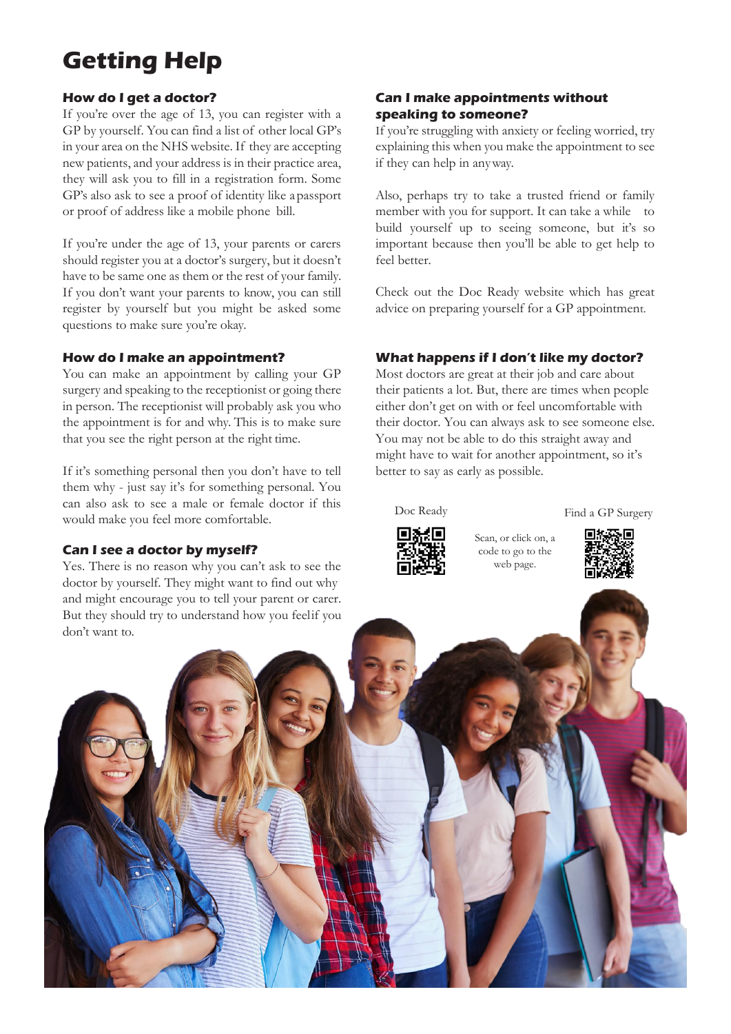# Getting Help

### How do I get a doctor?

If you're over the age of 13, you can register with a GP by yourself. You can find a list of other local GP's in your area on the NHS website. If they are accepting new patients, and your address is in their practice area, they will ask you to fill in a registration form. Some GP's also ask to see a proof of identity like a passport or proof of address like a mobile phone bill.

If you're under the age of 13, your parents or carers should register you at a doctor's surgery, but it doesn't have to be same one as them or the rest of your family. If you don't want your parents to know, you can still register by yourself but you might be asked some questions to make sure you're okay.

### How do I make an appointment?

You can make an appointment by calling your GP surgery and speaking to the receptionist or going there in person. The receptionist will probably ask you who the appointment is for and why. This is to make sure that you see the right person at the right time.

If it's something personal then you don't have to tell them why - just say it's for something personal. You can also ask to see a male or female doctor if this would make you feel more comfortable.

### Can I see a doctor by myself?

Yes. There is no reason why you can't ask to see the doctor by yourself. They might want to find out why and might encourage you to tell your parent or carer. But they should try to understand how you feel if you don't want to.

### Can I make appointments without speaking to someone?

If you're struggling with anxiety or feeling worried, try explaining this when you make the appointment to see if they can help in any way.

Also, perhaps try to take a trusted friend or family member with you for support. It can take a while to build yourself up to seeing someone, but it's so important because then you'll be able to get help to feel better.

Check out the Doc Ready website which has great advice on preparing yourself for a GP appointment.

### What happens if I don't like my doctor?

Most doctors are great at their job and care about their patients a lot. But, there are times when people either don't get on with or feel uncomfortable with their doctor. You can always ask to see someone else. You may not be able to do this straight away and might have to wait for another appointment, so it's better to say as early as possible.

Doc Ready

Scan, or click on, a code to go to the web page.

Find a GP Surgery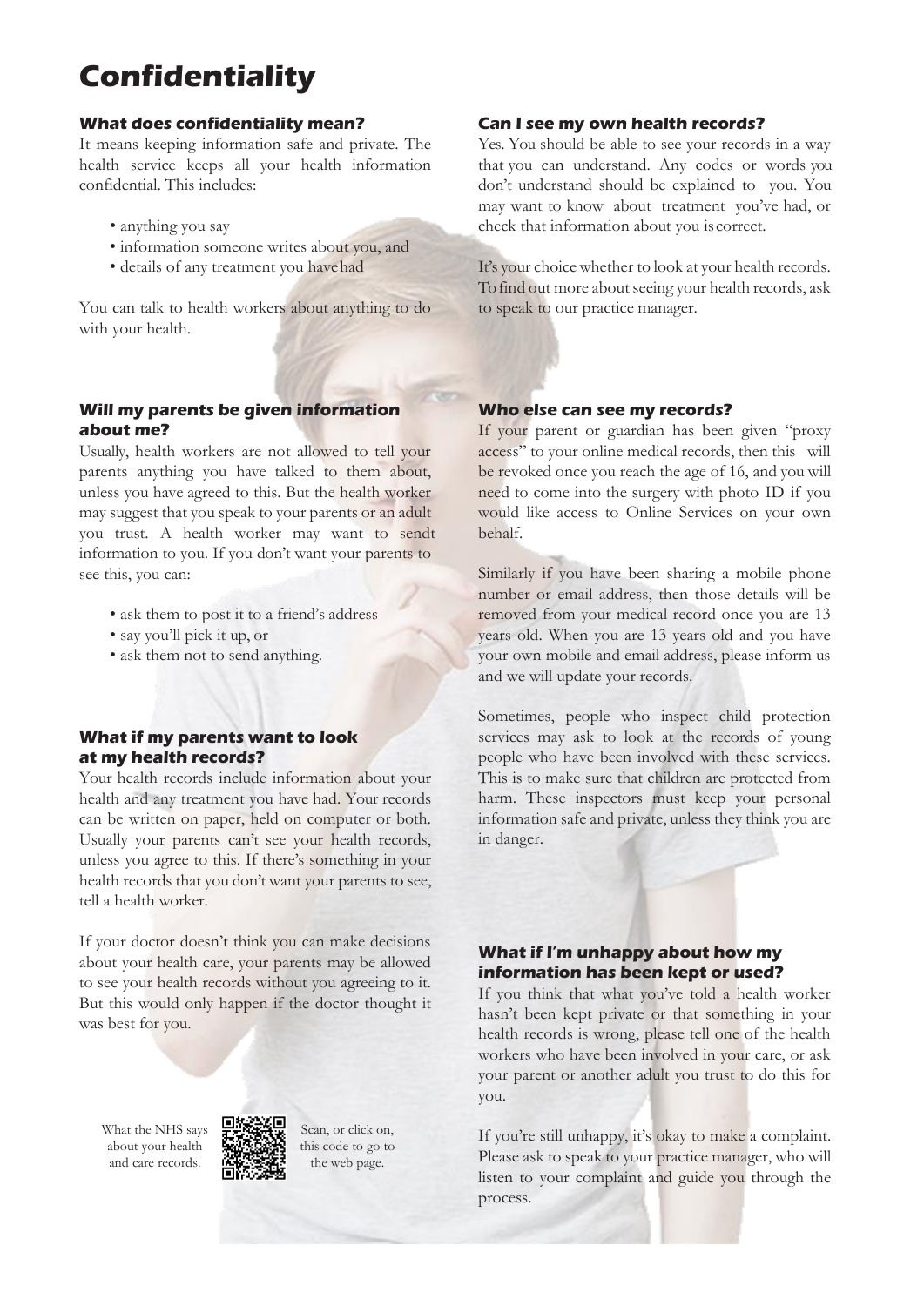# Confidentiality

### What does confidentiality mean?

It means keeping information safe and private. The health service keeps all your health information confidential. This includes:

- anything you say
- information someone writes about you, and
- details of any treatment you have had

You can talk to health workers about anything to do with your health.

### Will my parents be given information about me?

Usually, health workers are not allowed to tell your parents anything you have talked to them about, unless you have agreed to this. But the health worker may suggest that you speak to your parents or an adult you trust. A health worker may want to sendt information to you. If you don't want your parents to see this, you can:

- ask them to post it to a friend's address
- say you'll pick it up, or
- ask them not to send anything.

### What if my parents want to look at my health records?

Your health records include information about your health and any treatment you have had. Your records can be written on paper, held on computer or both. Usually your parents can't see your health records, unless you agree to this. If there's something in your health records that you don't want your parents to see, tell a health worker.

If your doctor doesn't think you can make decisions about your health care, your parents may be allowed to see your health records without you agreeing to it. But this would only happen if the doctor thought it was best for you.

What the NHS says about your health and care records.

Scan, or click on, this code to go to the web page.

### Can I see my own health records?

Yes. You should be able to see your records in a way that you can understand. Any codes or words you don't understand should be explained to you. You may want to know about treatment you've had, or check that information about you is correct.

It's your choice whether to look at your health records. To find out more about seeing your health records, ask to speak to our practice manager.

### Who else can see my records?

If your parent or guardian has been given "proxy access" to your online medical records, then this will be revoked once you reach the age of 16, and you will need to come into the surgery with photo ID if you would like access to Online Services on your own behalf.

Similarly if you have been sharing a mobile phone number or email address, then those details will be removed from your medical record once you are 13 years old. When you are 13 years old and you have your own mobile and email address, please inform us and we will update your records.

Sometimes, people who inspect child protection services may ask to look at the records of young people who have been involved with these services. This is to make sure that children are protected from harm. These inspectors must keep your personal information safe and private, unless they think you are in danger.

### What if I'm unhappy about how my information has been kept or used?

If you think that what you've told a health worker hasn't been kept private or that something in your health records is wrong, please tell one of the health workers who have been involved in your care, or ask your parent or another adult you trust to do this for you.

If you're still unhappy, it's okay to make a complaint. Please ask to speak to your practice manager, who will listen to your complaint and guide you through the process.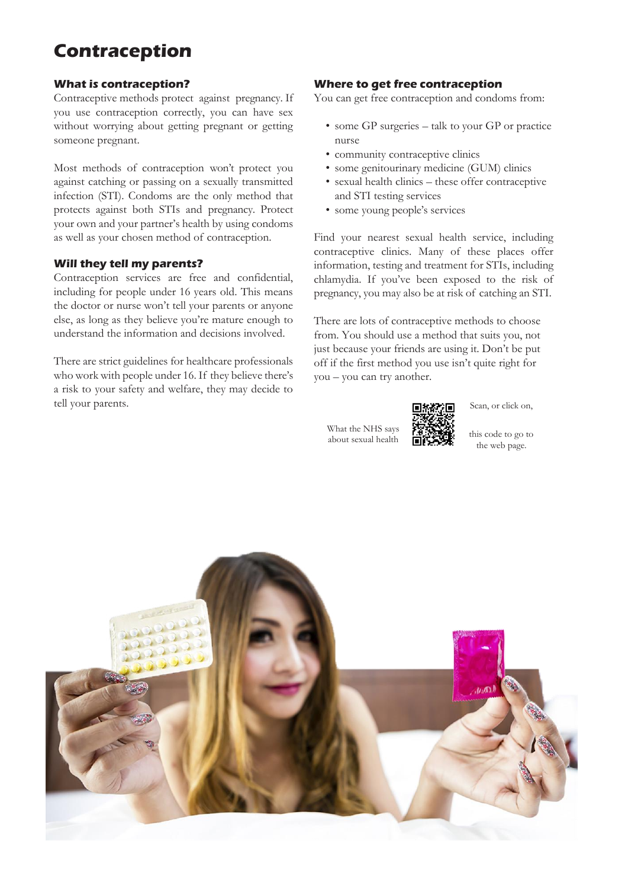# Contraception

### What is contraception?

Contraceptive methods protect against pregnancy. If you use contraception correctly, you can have sex without worrying about getting pregnant or getting someone pregnant.

Most methods of contraception won't protect you against catching or passing on a sexually transmitted infection (STI). Condoms are the only method that protects against both STIs and pregnancy. Protect your own and your partner's health by using condoms as well as your chosen method of contraception.

### Will they tell my parents?

Contraception services are free and confidential, including for people under 16 years old. This means the doctor or nurse won't tell your parents or anyone else, as long as they believe you're mature enough to understand the information and decisions involved.

There are strict guidelines for healthcare professionals who work with people under 16. If they believe there's a risk to your safety and welfare, they may decide to tell your parents.

### Where to get free contraception

You can get free contraception and condoms from:

- some GP surgeries – talk to your GP or practice nurse
- community contraceptive clinics
- some genitourinary medicine (GUM) clinics
- sexual health clinics – these offer contraceptive and STI testing services
- some young people's services

Find your nearest sexual health service, including contraceptive clinics. Many of these places offer information, testing and treatment for STIs, including chlamydia. If you've been exposed to the risk of pregnancy, you may also be at risk of catching an STI.

There are lots of contraceptive methods to choose from. You should use a method that suits you, not just because your friends are using it. Don't be put off if the first method you use isn't quite right for you – you can try another.

What the NHS says about sexual health

Scan, or click on, this code to go to the web page.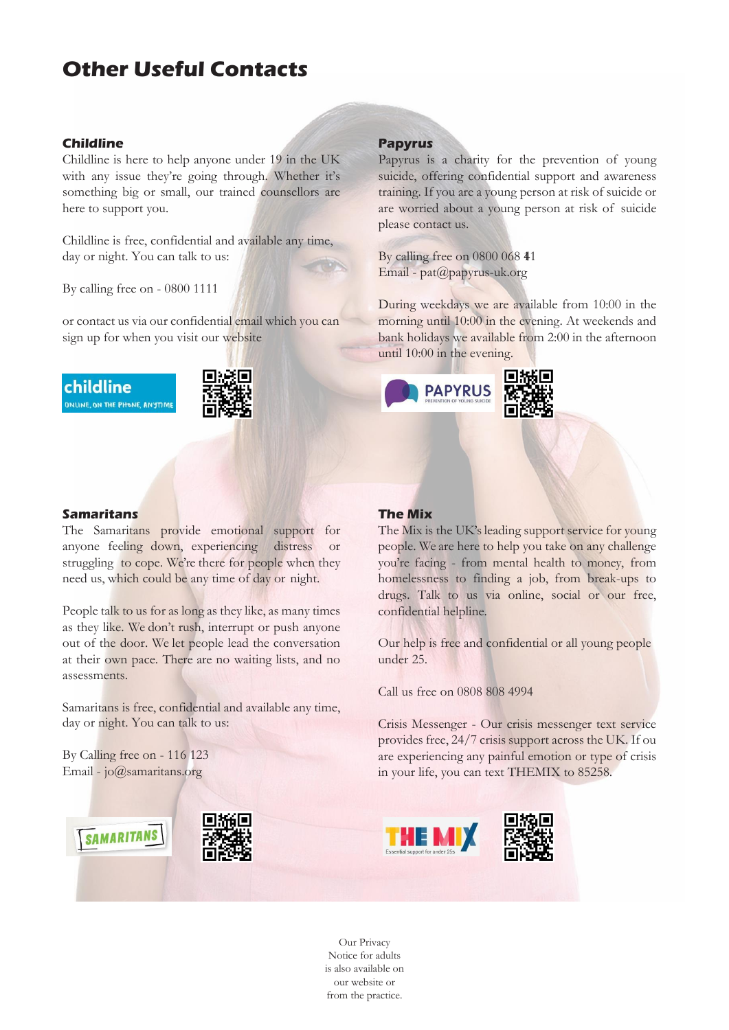# Other Useful Contacts

### Childline

Childline is here to help anyone under 19 in the UK with any issue they're going through. Whether it's something big or small, our trained counsellors are here to support you.

Childline is free, confidential and available any time, day or night. You can talk to us:

By calling free on - 0800 1111

or contact us via our confidential email which you can sign up for when you visit our website

### Papyrus

Papyrus is a charity for the prevention of young suicide, offering confidential support and awareness training. If you are a young person at risk of suicide or are worried about a young person at risk of suicide please contact us.

By calling free on 0800 068 41
Email - pat@papyrus-uk.org

During weekdays we are available from 10:00 in the morning until 10:00 in the evening. At weekends and bank holidays we available from 2:00 in the afternoon until 10:00 in the evening.

### Samaritans

The Samaritans provide emotional support for anyone feeling down, experiencing distress or struggling to cope. We're there for people when they need us, which could be any time of day or night.

People talk to us for as long as they like, as many times as they like. We don't rush, interrupt or push anyone out of the door. We let people lead the conversation at their own pace. There are no waiting lists, and no assessments.

Samaritans is free, confidential and available any time, day or night. You can talk to us:

By Calling free on - 116 123
Email - jo@samaritans.org

### The Mix

The Mix is the UK's leading support service for young people. We are here to help you take on any challenge you're facing - from mental health to money, from homelessness to finding a job, from break-ups to drugs. Talk to us via online, social or our free, confidential helpline.

Our help is free and confidential or all young people under 25.

Call us free on 0808 808 4994

Crisis Messenger - Our crisis messenger text service provides free, 24/7 crisis support across the UK. If ou are experiencing any painful emotion or type of crisis in your life, you can text THEMIX to 85258.

Our Privacy Notice for adults is also available on our website or from the practice.